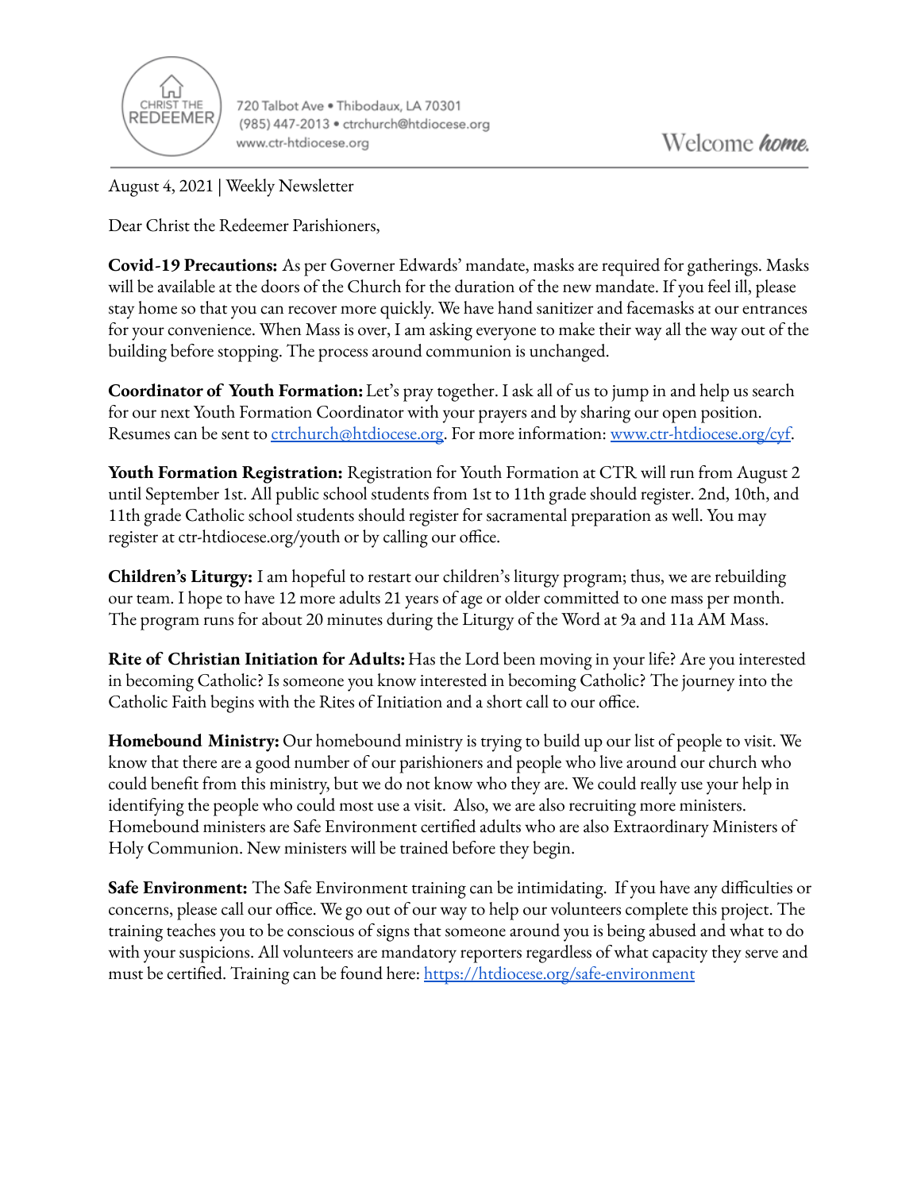CHRIST THE REDEEMER

720 Talbot Ave • Thibodaux, LA 70301
(985) 447-2013 • ctrchurch@htdiocese.org
www.ctr-htdiocese.org

Welcome *home.*

August 4, 2021 | Weekly Newsletter

Dear Christ the Redeemer Parishioners,

**Covid-19 Precautions:** As per Governer Edwards' mandate, masks are required for gatherings. Masks will be available at the doors of the Church for the duration of the new mandate. If you feel ill, please stay home so that you can recover more quickly. We have hand sanitizer and facemasks at our entrances for your convenience. When Mass is over, I am asking everyone to make their way all the way out of the building before stopping. The process around communion is unchanged.

**Coordinator of Youth Formation:** Let's pray together. I ask all of us to jump in and help us search for our next Youth Formation Coordinator with your prayers and by sharing our open position. Resumes can be sent to [ctrchurch@htdiocese.org](mailto:ctrchurch@htdiocese.org). For more information: [www.ctr-htdiocese.org/cyf](http://www.ctr-htdiocese.org/cyf).

**Youth Formation Registration:** Registration for Youth Formation at CTR will run from August 2 until September 1st. All public school students from 1st to 11th grade should register. 2nd, 10th, and 11th grade Catholic school students should register for sacramental preparation as well. You may register at ctr-htdiocese.org/youth or by calling our office.

**Children's Liturgy:** I am hopeful to restart our children's liturgy program; thus, we are rebuilding our team. I hope to have 12 more adults 21 years of age or older committed to one mass per month. The program runs for about 20 minutes during the Liturgy of the Word at 9a and 11a AM Mass.

**Rite of Christian Initiation for Adults:** Has the Lord been moving in your life? Are you interested in becoming Catholic? Is someone you know interested in becoming Catholic? The journey into the Catholic Faith begins with the Rites of Initiation and a short call to our office.

**Homebound Ministry:** Our homebound ministry is trying to build up our list of people to visit. We know that there are a good number of our parishioners and people who live around our church who could benefit from this ministry, but we do not know who they are. We could really use your help in identifying the people who could most use a visit. Also, we are also recruiting more ministers. Homebound ministers are Safe Environment certified adults who are also Extraordinary Ministers of Holy Communion. New ministers will be trained before they begin.

**Safe Environment:** The Safe Environment training can be intimidating. If you have any difficulties or concerns, please call our office. We go out of our way to help our volunteers complete this project. The training teaches you to be conscious of signs that someone around you is being abused and what to do with your suspicions. All volunteers are mandatory reporters regardless of what capacity they serve and must be certified. Training can be found here: [https://htdiocese.org/safe-environment](https://htdiocese.org/safe-environment)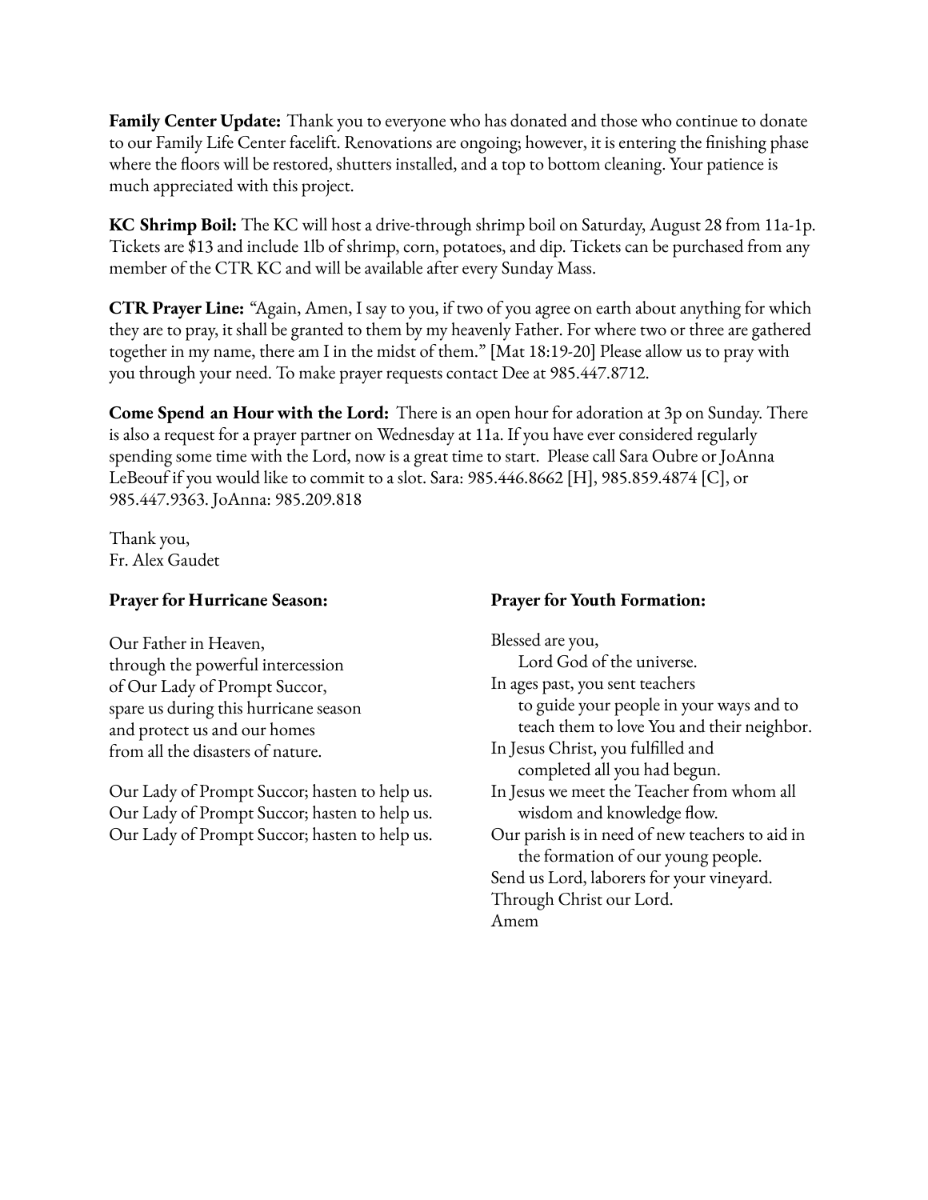**Family Center Update:** Thank you to everyone who has donated and those who continue to donate to our Family Life Center facelift. Renovations are ongoing; however, it is entering the finishing phase where the floors will be restored, shutters installed, and a top to bottom cleaning. Your patience is much appreciated with this project.

**KC Shrimp Boil:** The KC will host a drive-through shrimp boil on Saturday, August 28 from 11a-1p. Tickets are $13 and include 1lb of shrimp, corn, potatoes, and dip. Tickets can be purchased from any member of the CTR KC and will be available after every Sunday Mass.

**CTR Prayer Line:** "Again, Amen, I say to you, if two of you agree on earth about anything for which they are to pray, it shall be granted to them by my heavenly Father. For where two or three are gathered together in my name, there am I in the midst of them." [Mat 18:19-20] Please allow us to pray with you through your need. To make prayer requests contact Dee at 985.447.8712.

**Come Spend an Hour with the Lord:** There is an open hour for adoration at 3p on Sunday. There is also a request for a prayer partner on Wednesday at 11a. If you have ever considered regularly spending some time with the Lord, now is a great time to start. Please call Sara Oubre or JoAnna LeBeouf if you would like to commit to a slot. Sara: 985.446.8662 [H], 985.859.4874 [C], or 985.447.9363. JoAnna: 985.209.818

Thank you,
Fr. Alex Gaudet

**Prayer for Hurricane Season:**

Our Father in Heaven,
through the powerful intercession
of Our Lady of Prompt Succor,
spare us during this hurricane season
and protect us and our homes
from all the disasters of nature.

Our Lady of Prompt Succor; hasten to help us.
Our Lady of Prompt Succor; hasten to help us.
Our Lady of Prompt Succor; hasten to help us.

**Prayer for Youth Formation:**

Blessed are you,
Lord God of the universe.
In ages past, you sent teachers
to guide your people in your ways and to teach them to love You and their neighbor.
In Jesus Christ, you fulfilled and
completed all you had begun.
In Jesus we meet the Teacher from whom all wisdom and knowledge flow.
Our parish is in need of new teachers to aid in the formation of our young people.
Send us Lord, laborers for your vineyard.
Through Christ our Lord.
Amem